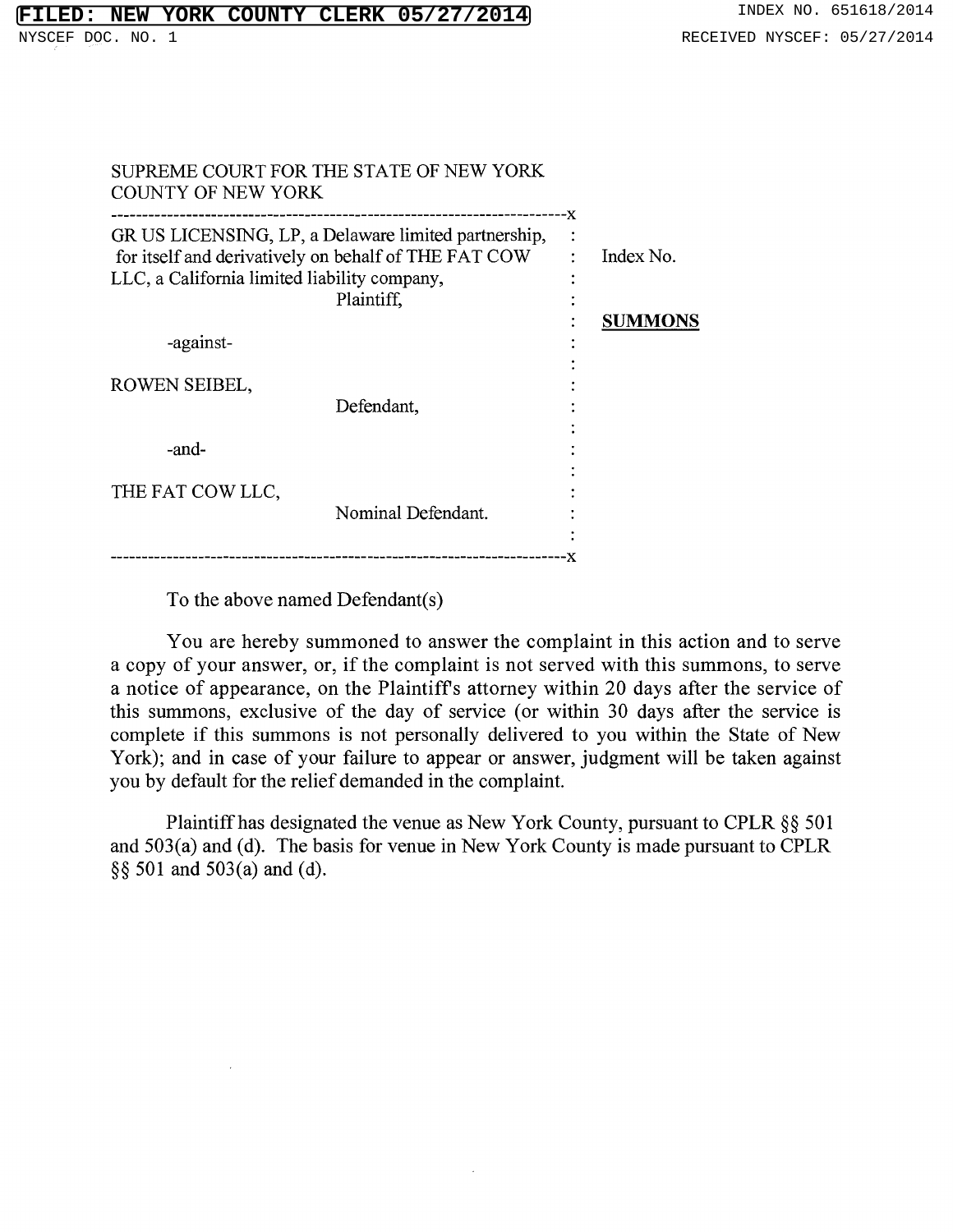SUPREME COURT FOR THE STATE OF NEW YORK
COUNTY OF NEW YORK

| | | |
|---|---|---|
| GR US LICENSING, LP, a Delaware limited partnership, for itself and derivatively on behalf of THE FAT COW LLC, a California limited liability company, Plaintiff, | : | Index No. |
| -against- | : | **SUMMONS** |
| ROWEN SEIBEL, Defendant, | : | |
| -and- | : | |
| THE FAT COW LLC, Nominal Defendant. | : | |

To the above named Defendant(s)

You are hereby summoned to answer the complaint in this action and to serve a copy of your answer, or, if the complaint is not served with this summons, to serve a notice of appearance, on the Plaintiff's attorney within 20 days after the service of this summons, exclusive of the day of service (or within 30 days after the service is complete if this summons is not personally delivered to you within the State of New York); and in case of your failure to appear or answer, judgment will be taken against you by default for the relief demanded in the complaint.

Plaintiff has designated the venue as New York County, pursuant to CPLR §§ 501 and 503(a) and (d). The basis for venue in New York County is made pursuant to CPLR §§ 501 and 503(a) and (d).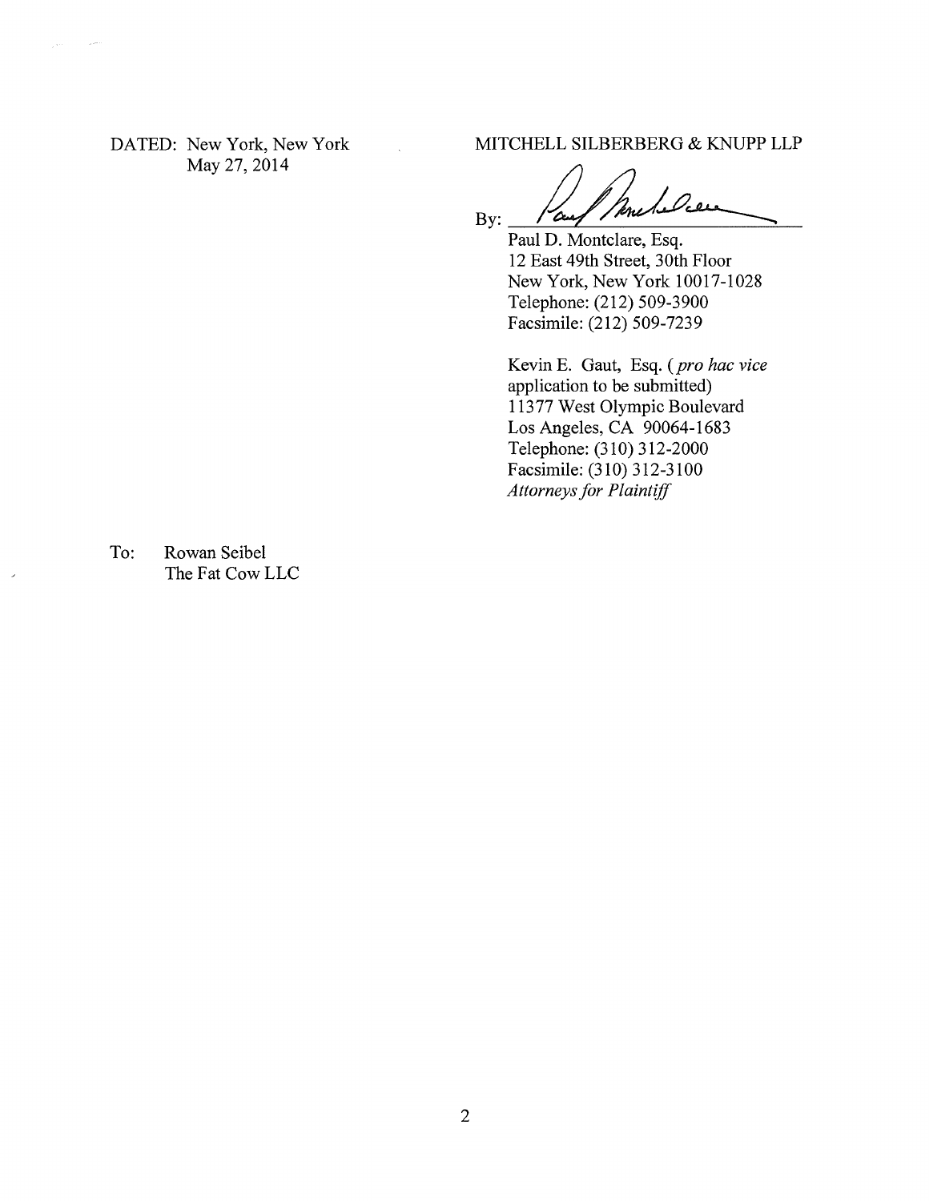DATED: New York, New York
May 27, 2014

MITCHELL SILBERBERG & KNUPP LLP

By: ______________________

Paul D. Montclare, Esq.
12 East 49th Street, 30th Floor
New York, New York 10017-1028
Telephone: (212) 509-3900
Facsimile: (212) 509-7239

Kevin E. Gaut, Esq. (*pro hac vice* application to be submitted)
11377 West Olympic Boulevard
Los Angeles, CA 90064-1683
Telephone: (310) 312-2000
Facsimile: (310) 312-3100
*Attorneys for Plaintiff*

To: Rowan Seibel
The Fat Cow LLC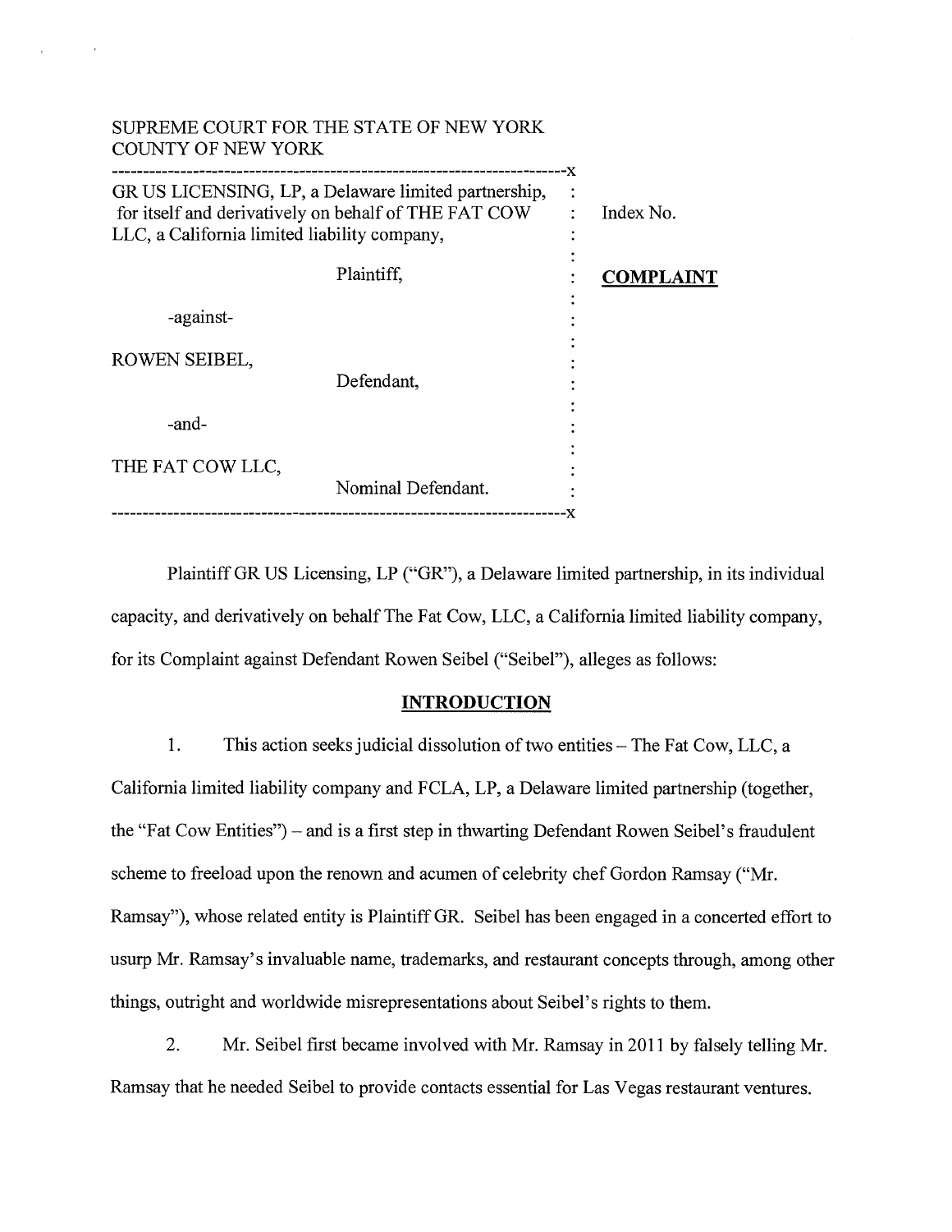SUPREME COURT FOR THE STATE OF NEW YORK
COUNTY OF NEW YORK

| | | |
|---|---|---|
| GR US LICENSING, LP, a Delaware limited partnership, for itself and derivatively on behalf of THE FAT COW LLC, a California limited liability company, | : | Index No. |
| Plaintiff, | : | **COMPLAINT** |
| -against- | : | |
| ROWEN SEIBEL, Defendant, | : | |
| -and- | : | |
| THE FAT COW LLC, Nominal Defendant. | : | |

Plaintiff GR US Licensing, LP ("GR"), a Delaware limited partnership, in its individual capacity, and derivatively on behalf The Fat Cow, LLC, a California limited liability company, for its Complaint against Defendant Rowen Seibel ("Seibel"), alleges as follows:

## INTRODUCTION

1. This action seeks judicial dissolution of two entities – The Fat Cow, LLC, a California limited liability company and FCLA, LP, a Delaware limited partnership (together, the "Fat Cow Entities") – and is a first step in thwarting Defendant Rowen Seibel's fraudulent scheme to freeload upon the renown and acumen of celebrity chef Gordon Ramsay ("Mr. Ramsay"), whose related entity is Plaintiff GR. Seibel has been engaged in a concerted effort to usurp Mr. Ramsay's invaluable name, trademarks, and restaurant concepts through, among other things, outright and worldwide misrepresentations about Seibel's rights to them.

2. Mr. Seibel first became involved with Mr. Ramsay in 2011 by falsely telling Mr. Ramsay that he needed Seibel to provide contacts essential for Las Vegas restaurant ventures.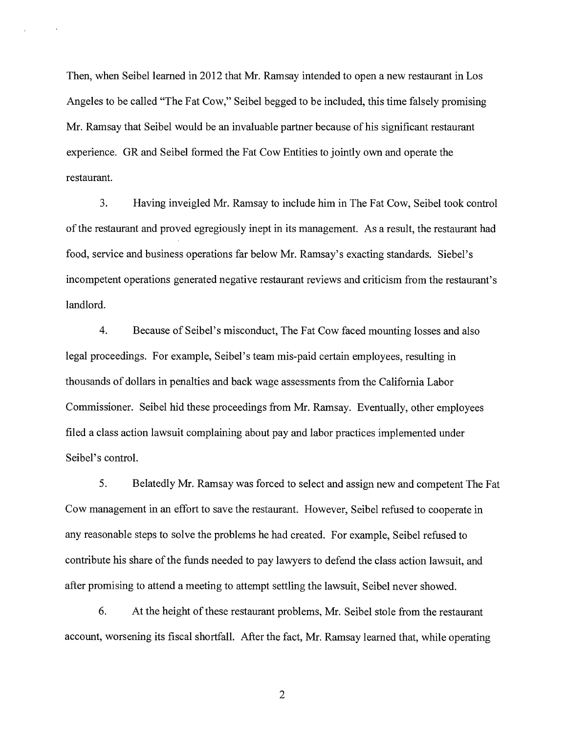Then, when Seibel learned in 2012 that Mr. Ramsay intended to open a new restaurant in Los Angeles to be called "The Fat Cow," Seibel begged to be included, this time falsely promising Mr. Ramsay that Seibel would be an invaluable partner because of his significant restaurant experience. GR and Seibel formed the Fat Cow Entities to jointly own and operate the restaurant.

3. Having inveigled Mr. Ramsay to include him in The Fat Cow, Seibel took control of the restaurant and proved egregiously inept in its management. As a result, the restaurant had food, service and business operations far below Mr. Ramsay's exacting standards. Siebel's incompetent operations generated negative restaurant reviews and criticism from the restaurant's landlord.

4. Because of Seibel's misconduct, The Fat Cow faced mounting losses and also legal proceedings. For example, Seibel's team mis-paid certain employees, resulting in thousands of dollars in penalties and back wage assessments from the California Labor Commissioner. Seibel hid these proceedings from Mr. Ramsay. Eventually, other employees filed a class action lawsuit complaining about pay and labor practices implemented under Seibel's control.

5. Belatedly Mr. Ramsay was forced to select and assign new and competent The Fat Cow management in an effort to save the restaurant. However, Seibel refused to cooperate in any reasonable steps to solve the problems he had created. For example, Seibel refused to contribute his share of the funds needed to pay lawyers to defend the class action lawsuit, and after promising to attend a meeting to attempt settling the lawsuit, Seibel never showed.

6. At the height of these restaurant problems, Mr. Seibel stole from the restaurant account, worsening its fiscal shortfall. After the fact, Mr. Ramsay learned that, while operating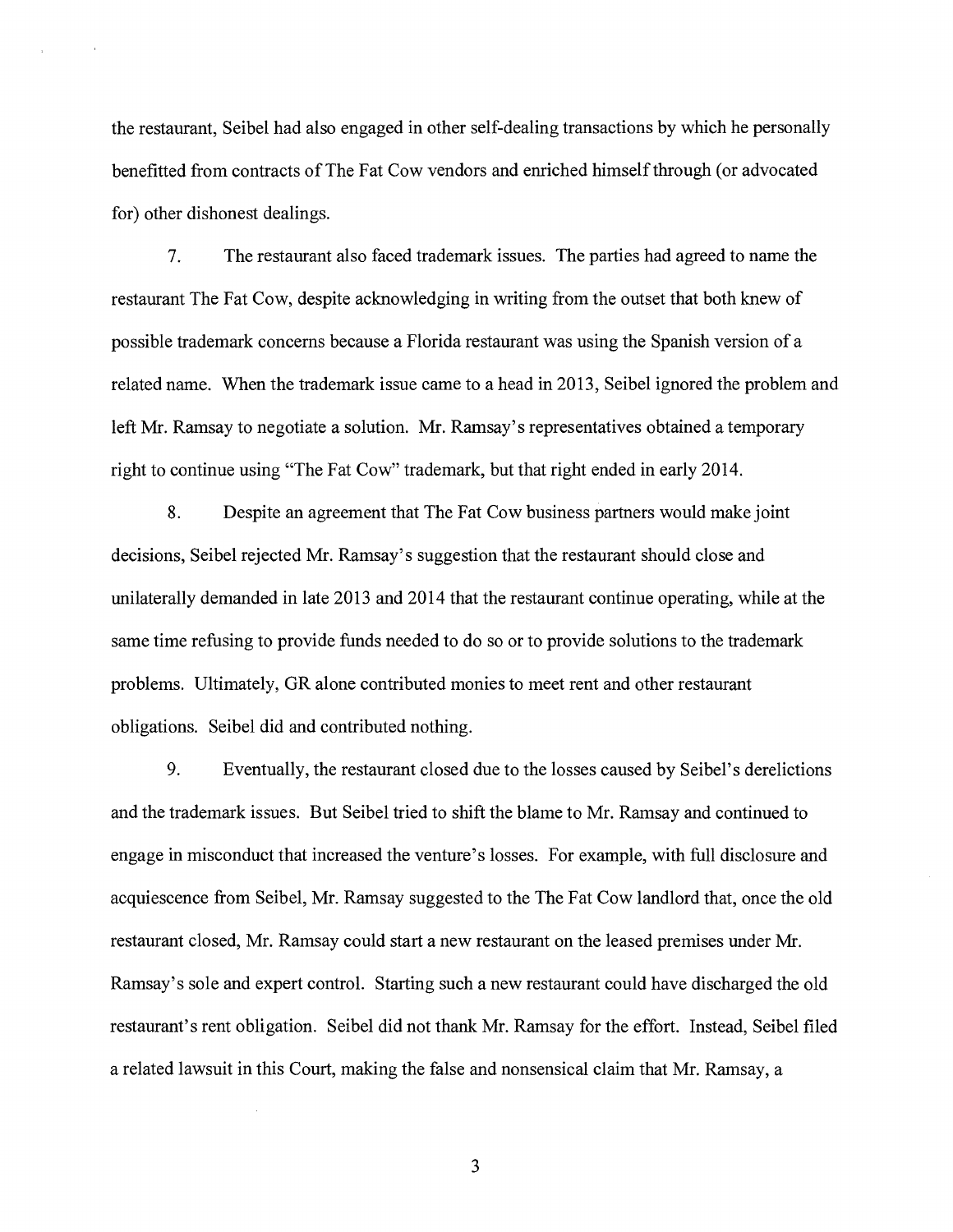the restaurant, Seibel had also engaged in other self-dealing transactions by which he personally benefitted from contracts of The Fat Cow vendors and enriched himself through (or advocated for) other dishonest dealings.

7. The restaurant also faced trademark issues. The parties had agreed to name the restaurant The Fat Cow, despite acknowledging in writing from the outset that both knew of possible trademark concerns because a Florida restaurant was using the Spanish version of a related name. When the trademark issue came to a head in 2013, Seibel ignored the problem and left Mr. Ramsay to negotiate a solution. Mr. Ramsay's representatives obtained a temporary right to continue using "The Fat Cow" trademark, but that right ended in early 2014.

8. Despite an agreement that The Fat Cow business partners would make joint decisions, Seibel rejected Mr. Ramsay's suggestion that the restaurant should close and unilaterally demanded in late 2013 and 2014 that the restaurant continue operating, while at the same time refusing to provide funds needed to do so or to provide solutions to the trademark problems. Ultimately, GR alone contributed monies to meet rent and other restaurant obligations. Seibel did and contributed nothing.

9. Eventually, the restaurant closed due to the losses caused by Seibel's derelictions and the trademark issues. But Seibel tried to shift the blame to Mr. Ramsay and continued to engage in misconduct that increased the venture's losses. For example, with full disclosure and acquiescence from Seibel, Mr. Ramsay suggested to the The Fat Cow landlord that, once the old restaurant closed, Mr. Ramsay could start a new restaurant on the leased premises under Mr. Ramsay's sole and expert control. Starting such a new restaurant could have discharged the old restaurant's rent obligation. Seibel did not thank Mr. Ramsay for the effort. Instead, Seibel filed a related lawsuit in this Court, making the false and nonsensical claim that Mr. Ramsay, a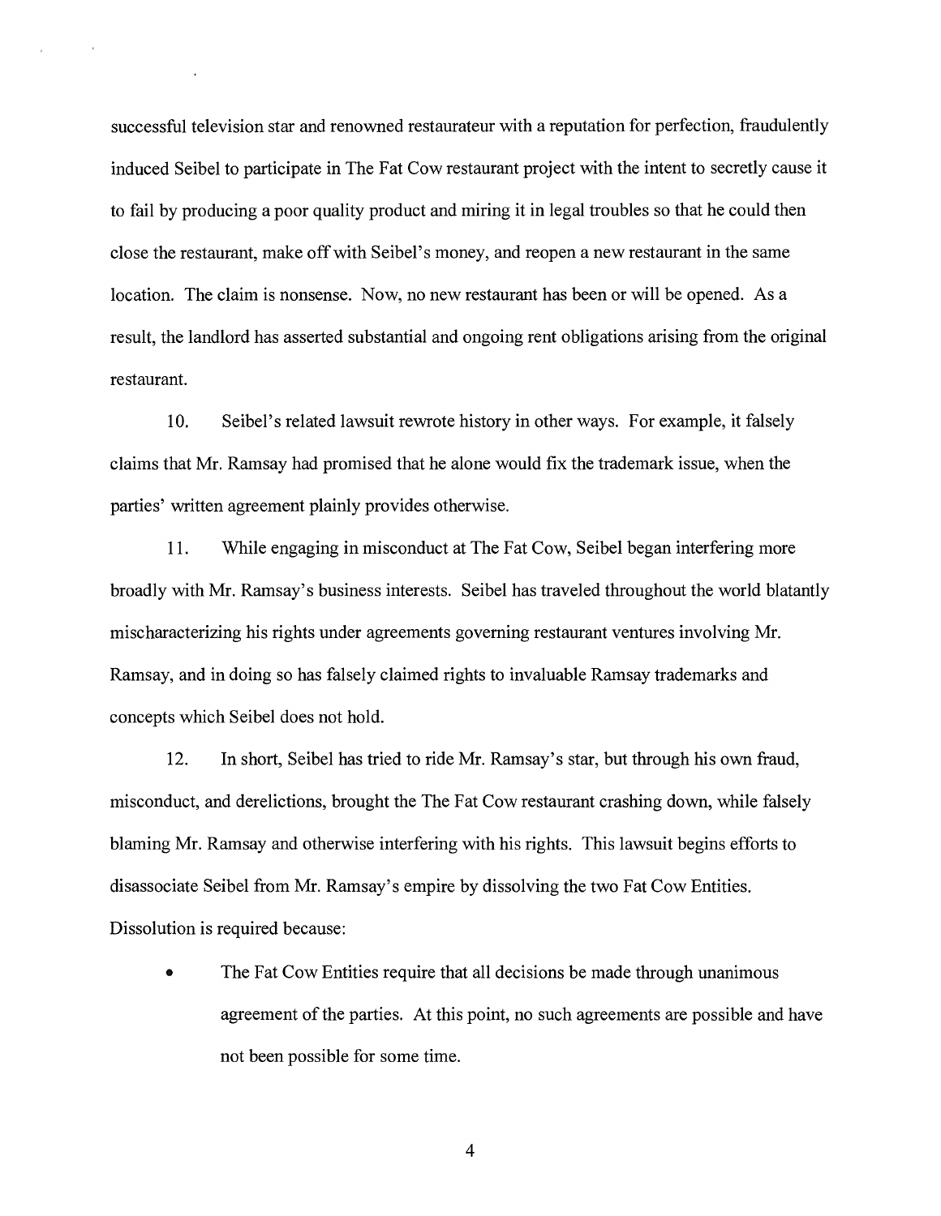successful television star and renowned restaurateur with a reputation for perfection, fraudulently induced Seibel to participate in The Fat Cow restaurant project with the intent to secretly cause it to fail by producing a poor quality product and miring it in legal troubles so that he could then close the restaurant, make off with Seibel's money, and reopen a new restaurant in the same location. The claim is nonsense. Now, no new restaurant has been or will be opened. As a result, the landlord has asserted substantial and ongoing rent obligations arising from the original restaurant.

10. Seibel's related lawsuit rewrote history in other ways. For example, it falsely claims that Mr. Ramsay had promised that he alone would fix the trademark issue, when the parties' written agreement plainly provides otherwise.

11. While engaging in misconduct at The Fat Cow, Seibel began interfering more broadly with Mr. Ramsay's business interests. Seibel has traveled throughout the world blatantly mischaracterizing his rights under agreements governing restaurant ventures involving Mr. Ramsay, and in doing so has falsely claimed rights to invaluable Ramsay trademarks and concepts which Seibel does not hold.

12. In short, Seibel has tried to ride Mr. Ramsay's star, but through his own fraud, misconduct, and derelictions, brought the The Fat Cow restaurant crashing down, while falsely blaming Mr. Ramsay and otherwise interfering with his rights. This lawsuit begins efforts to disassociate Seibel from Mr. Ramsay's empire by dissolving the two Fat Cow Entities. Dissolution is required because:

- The Fat Cow Entities require that all decisions be made through unanimous agreement of the parties. At this point, no such agreements are possible and have not been possible for some time.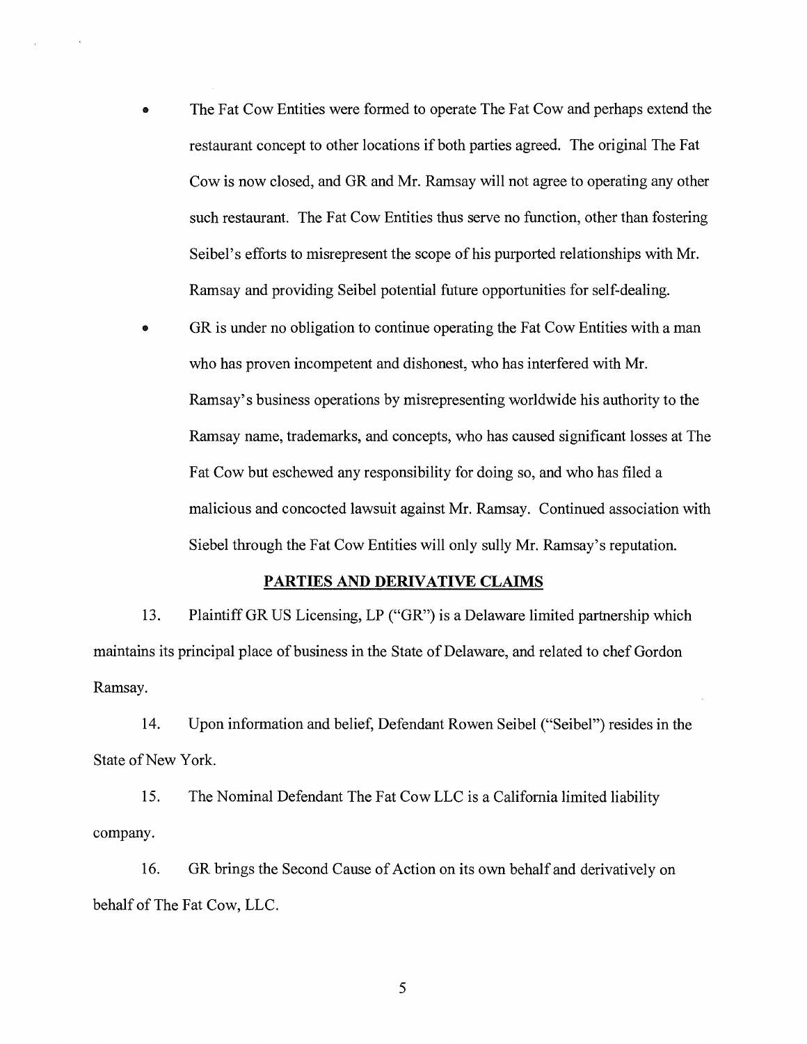- The Fat Cow Entities were formed to operate The Fat Cow and perhaps extend the restaurant concept to other locations if both parties agreed. The original The Fat Cow is now closed, and GR and Mr. Ramsay will not agree to operating any other such restaurant. The Fat Cow Entities thus serve no function, other than fostering Seibel's efforts to misrepresent the scope of his purported relationships with Mr. Ramsay and providing Seibel potential future opportunities for self-dealing.
- GR is under no obligation to continue operating the Fat Cow Entities with a man who has proven incompetent and dishonest, who has interfered with Mr. Ramsay's business operations by misrepresenting worldwide his authority to the Ramsay name, trademarks, and concepts, who has caused significant losses at The Fat Cow but eschewed any responsibility for doing so, and who has filed a malicious and concocted lawsuit against Mr. Ramsay. Continued association with Siebel through the Fat Cow Entities will only sully Mr. Ramsay's reputation.

## PARTIES AND DERIVATIVE CLAIMS

13. Plaintiff GR US Licensing, LP ("GR") is a Delaware limited partnership which maintains its principal place of business in the State of Delaware, and related to chef Gordon Ramsay.

14. Upon information and belief, Defendant Rowen Seibel ("Seibel") resides in the State of New York.

15. The Nominal Defendant The Fat Cow LLC is a California limited liability company.

16. GR brings the Second Cause of Action on its own behalf and derivatively on behalf of The Fat Cow, LLC.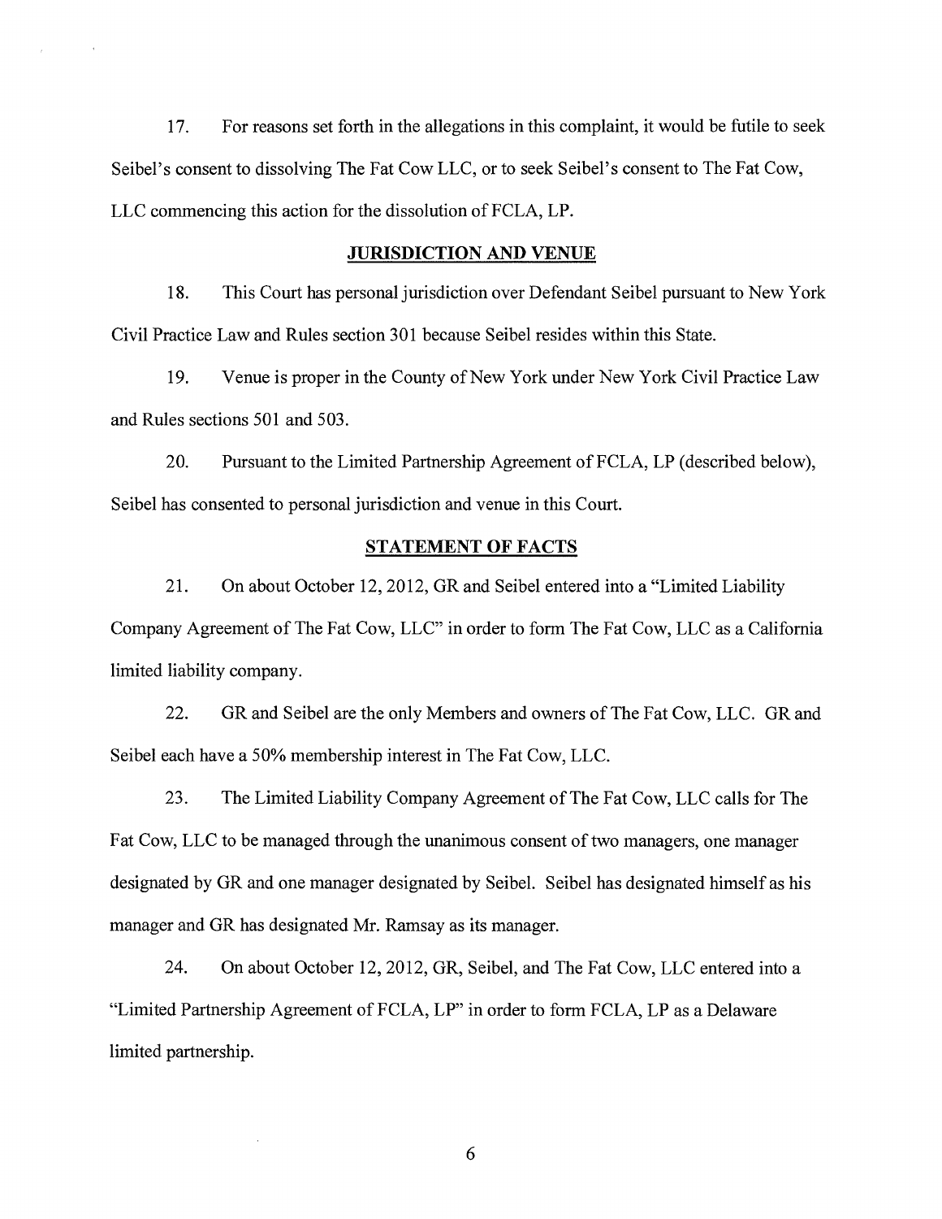17. For reasons set forth in the allegations in this complaint, it would be futile to seek Seibel's consent to dissolving The Fat Cow LLC, or to seek Seibel's consent to The Fat Cow, LLC commencing this action for the dissolution of FCLA, LP.

## JURISDICTION AND VENUE

18. This Court has personal jurisdiction over Defendant Seibel pursuant to New York Civil Practice Law and Rules section 301 because Seibel resides within this State.

19. Venue is proper in the County of New York under New York Civil Practice Law and Rules sections 501 and 503.

20. Pursuant to the Limited Partnership Agreement of FCLA, LP (described below), Seibel has consented to personal jurisdiction and venue in this Court.

## STATEMENT OF FACTS

21. On about October 12, 2012, GR and Seibel entered into a "Limited Liability Company Agreement of The Fat Cow, LLC" in order to form The Fat Cow, LLC as a California limited liability company.

22. GR and Seibel are the only Members and owners of The Fat Cow, LLC. GR and Seibel each have a 50% membership interest in The Fat Cow, LLC.

23. The Limited Liability Company Agreement of The Fat Cow, LLC calls for The Fat Cow, LLC to be managed through the unanimous consent of two managers, one manager designated by GR and one manager designated by Seibel. Seibel has designated himself as his manager and GR has designated Mr. Ramsay as its manager.

24. On about October 12, 2012, GR, Seibel, and The Fat Cow, LLC entered into a "Limited Partnership Agreement of FCLA, LP" in order to form FCLA, LP as a Delaware limited partnership.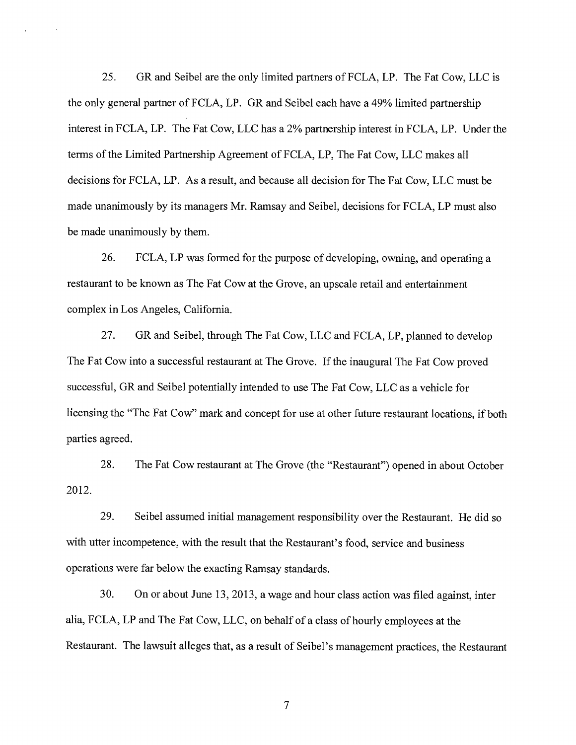25. GR and Seibel are the only limited partners of FCLA, LP. The Fat Cow, LLC is the only general partner of FCLA, LP. GR and Seibel each have a 49% limited partnership interest in FCLA, LP. The Fat Cow, LLC has a 2% partnership interest in FCLA, LP. Under the terms of the Limited Partnership Agreement of FCLA, LP, The Fat Cow, LLC makes all decisions for FCLA, LP. As a result, and because all decision for The Fat Cow, LLC must be made unanimously by its managers Mr. Ramsay and Seibel, decisions for FCLA, LP must also be made unanimously by them.

26. FCLA, LP was formed for the purpose of developing, owning, and operating a restaurant to be known as The Fat Cow at the Grove, an upscale retail and entertainment complex in Los Angeles, California.

27. GR and Seibel, through The Fat Cow, LLC and FCLA, LP, planned to develop The Fat Cow into a successful restaurant at The Grove. If the inaugural The Fat Cow proved successful, GR and Seibel potentially intended to use The Fat Cow, LLC as a vehicle for licensing the "The Fat Cow" mark and concept for use at other future restaurant locations, if both parties agreed.

28. The Fat Cow restaurant at The Grove (the "Restaurant") opened in about October 2012.

29. Seibel assumed initial management responsibility over the Restaurant. He did so with utter incompetence, with the result that the Restaurant's food, service and business operations were far below the exacting Ramsay standards.

30. On or about June 13, 2013, a wage and hour class action was filed against, inter alia, FCLA, LP and The Fat Cow, LLC, on behalf of a class of hourly employees at the Restaurant. The lawsuit alleges that, as a result of Seibel's management practices, the Restaurant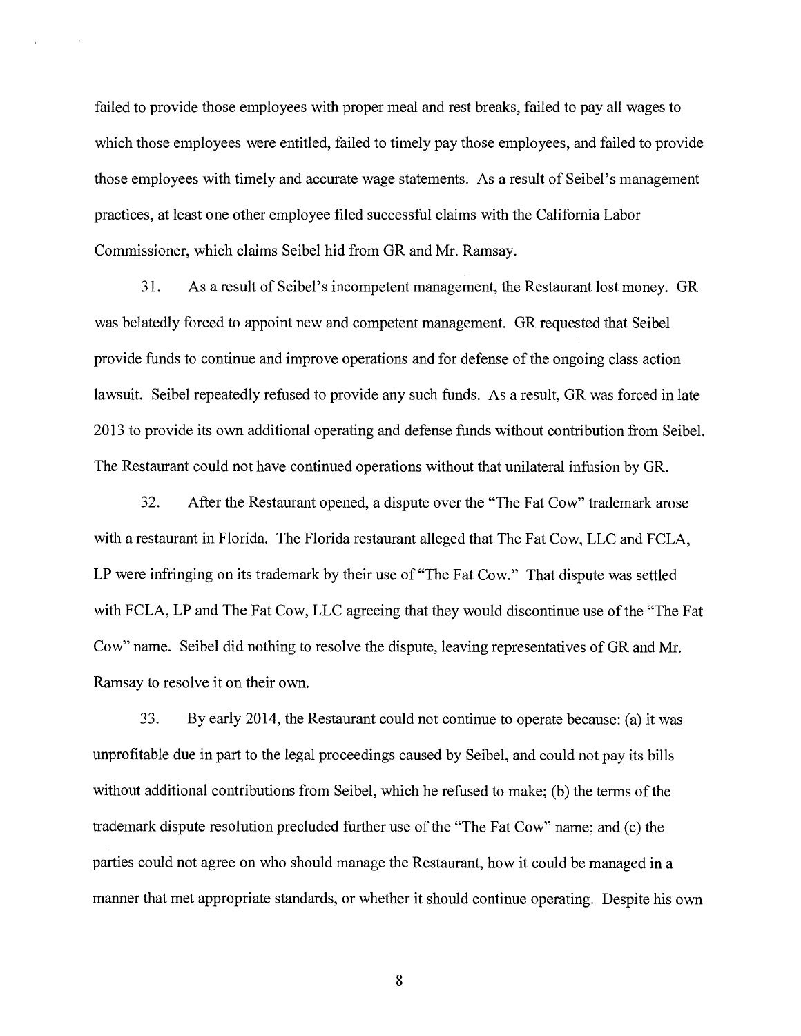failed to provide those employees with proper meal and rest breaks, failed to pay all wages to which those employees were entitled, failed to timely pay those employees, and failed to provide those employees with timely and accurate wage statements. As a result of Seibel's management practices, at least one other employee filed successful claims with the California Labor Commissioner, which claims Seibel hid from GR and Mr. Ramsay.

31. As a result of Seibel's incompetent management, the Restaurant lost money. GR was belatedly forced to appoint new and competent management. GR requested that Seibel provide funds to continue and improve operations and for defense of the ongoing class action lawsuit. Seibel repeatedly refused to provide any such funds. As a result, GR was forced in late 2013 to provide its own additional operating and defense funds without contribution from Seibel. The Restaurant could not have continued operations without that unilateral infusion by GR.

32. After the Restaurant opened, a dispute over the "The Fat Cow" trademark arose with a restaurant in Florida. The Florida restaurant alleged that The Fat Cow, LLC and FCLA, LP were infringing on its trademark by their use of "The Fat Cow." That dispute was settled with FCLA, LP and The Fat Cow, LLC agreeing that they would discontinue use of the "The Fat Cow" name. Seibel did nothing to resolve the dispute, leaving representatives of GR and Mr. Ramsay to resolve it on their own.

33. By early 2014, the Restaurant could not continue to operate because: (a) it was unprofitable due in part to the legal proceedings caused by Seibel, and could not pay its bills without additional contributions from Seibel, which he refused to make; (b) the terms of the trademark dispute resolution precluded further use of the "The Fat Cow" name; and (c) the parties could not agree on who should manage the Restaurant, how it could be managed in a manner that met appropriate standards, or whether it should continue operating. Despite his own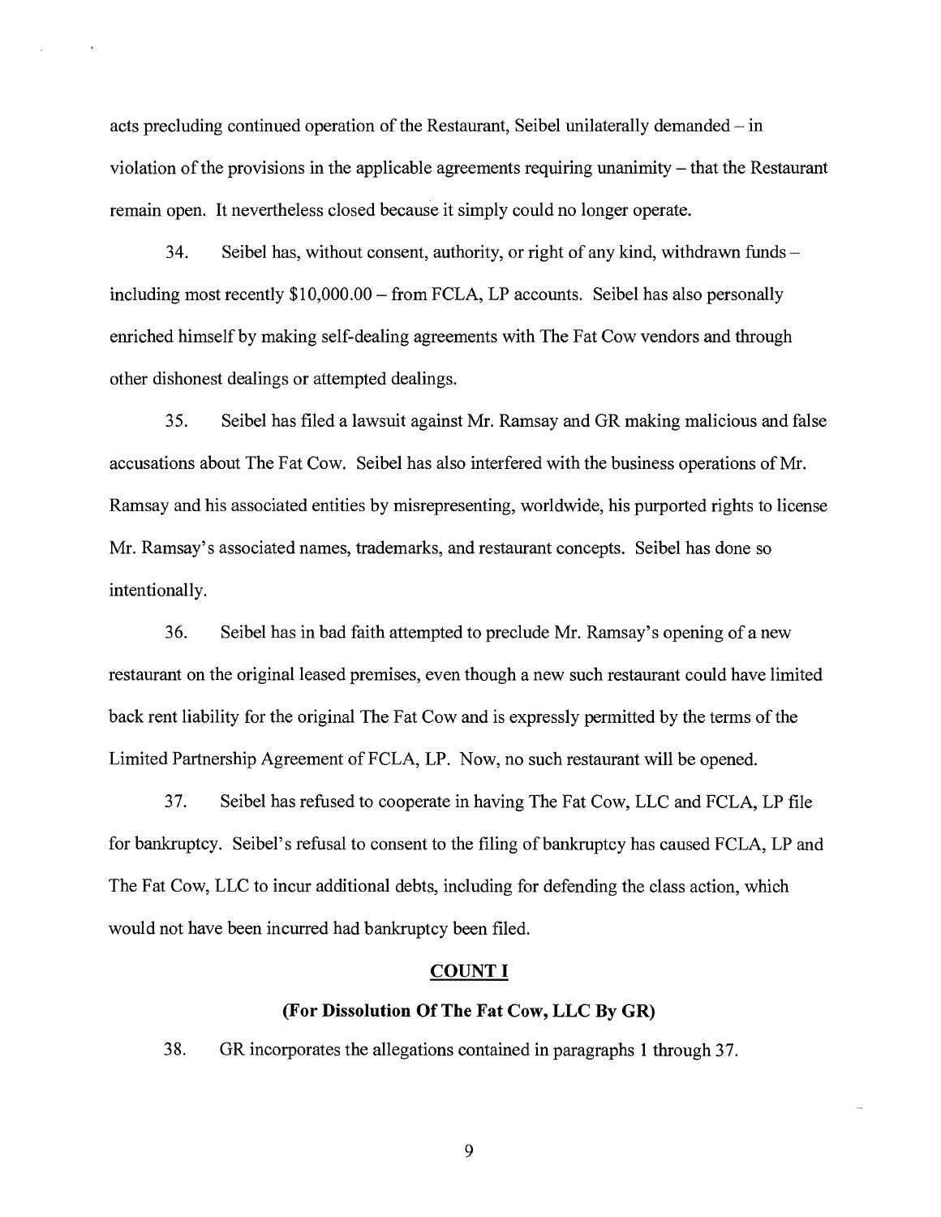acts precluding continued operation of the Restaurant, Seibel unilaterally demanded – in violation of the provisions in the applicable agreements requiring unanimity – that the Restaurant remain open. It nevertheless closed because it simply could no longer operate.

34. Seibel has, without consent, authority, or right of any kind, withdrawn funds – including most recently $10,000.00 – from FCLA, LP accounts. Seibel has also personally enriched himself by making self-dealing agreements with The Fat Cow vendors and through other dishonest dealings or attempted dealings.

35. Seibel has filed a lawsuit against Mr. Ramsay and GR making malicious and false accusations about The Fat Cow. Seibel has also interfered with the business operations of Mr. Ramsay and his associated entities by misrepresenting, worldwide, his purported rights to license Mr. Ramsay's associated names, trademarks, and restaurant concepts. Seibel has done so intentionally.

36. Seibel has in bad faith attempted to preclude Mr. Ramsay's opening of a new restaurant on the original leased premises, even though a new such restaurant could have limited back rent liability for the original The Fat Cow and is expressly permitted by the terms of the Limited Partnership Agreement of FCLA, LP. Now, no such restaurant will be opened.

37. Seibel has refused to cooperate in having The Fat Cow, LLC and FCLA, LP file for bankruptcy. Seibel's refusal to consent to the filing of bankruptcy has caused FCLA, LP and The Fat Cow, LLC to incur additional debts, including for defending the class action, which would not have been incurred had bankruptcy been filed.

## COUNT I

### (For Dissolution Of The Fat Cow, LLC By GR)

38. GR incorporates the allegations contained in paragraphs 1 through 37.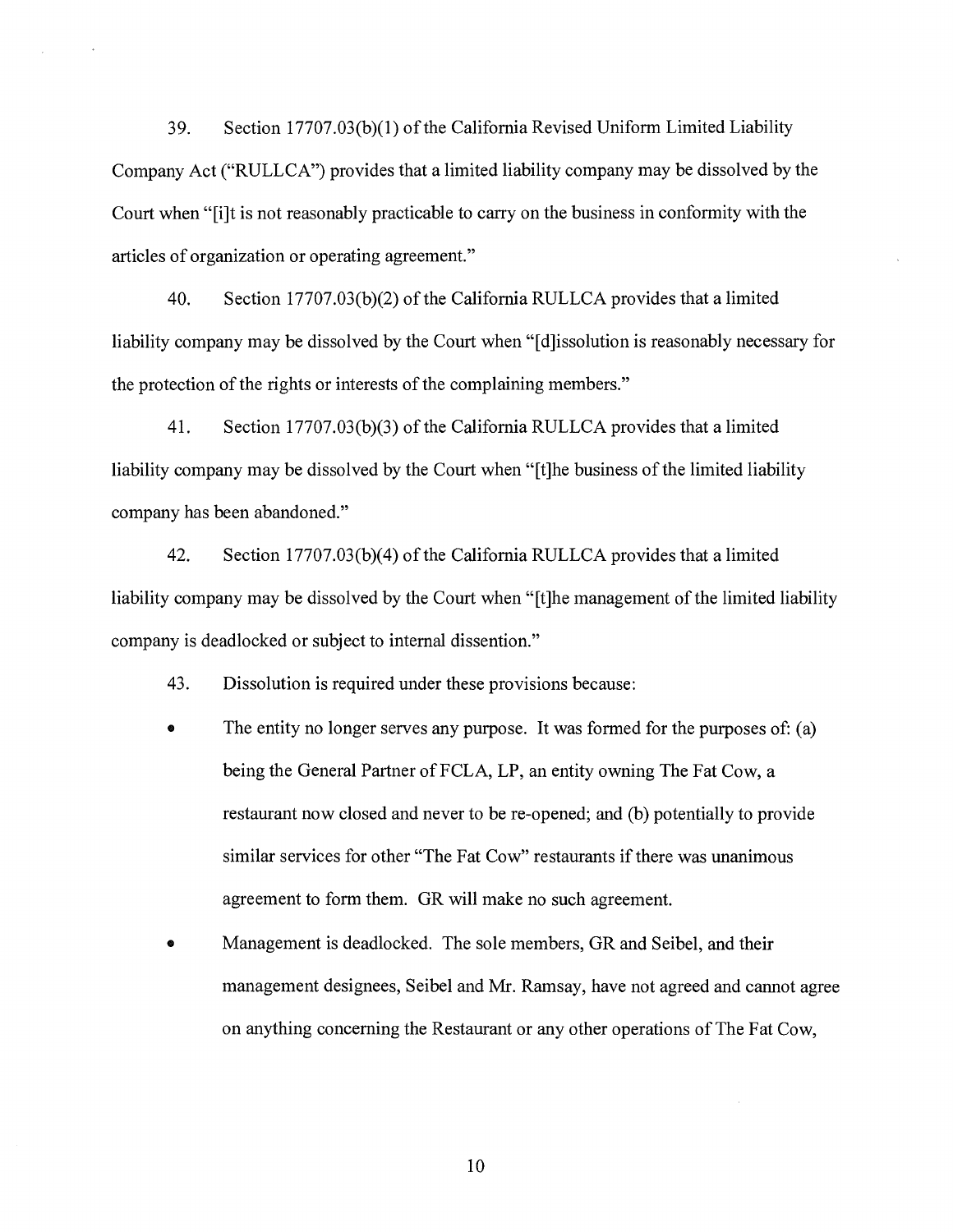39. Section 17707.03(b)(1) of the California Revised Uniform Limited Liability Company Act ("RULLCA") provides that a limited liability company may be dissolved by the Court when "[i]t is not reasonably practicable to carry on the business in conformity with the articles of organization or operating agreement."

40. Section 17707.03(b)(2) of the California RULLCA provides that a limited liability company may be dissolved by the Court when "[d]issolution is reasonably necessary for the protection of the rights or interests of the complaining members."

41. Section 17707.03(b)(3) of the California RULLCA provides that a limited liability company may be dissolved by the Court when "[t]he business of the limited liability company has been abandoned."

42. Section 17707.03(b)(4) of the California RULLCA provides that a limited liability company may be dissolved by the Court when "[t]he management of the limited liability company is deadlocked or subject to internal dissention."

43. Dissolution is required under these provisions because:

- The entity no longer serves any purpose. It was formed for the purposes of: (a) being the General Partner of FCLA, LP, an entity owning The Fat Cow, a restaurant now closed and never to be re-opened; and (b) potentially to provide similar services for other "The Fat Cow" restaurants if there was unanimous agreement to form them. GR will make no such agreement.
- Management is deadlocked. The sole members, GR and Seibel, and their management designees, Seibel and Mr. Ramsay, have not agreed and cannot agree on anything concerning the Restaurant or any other operations of The Fat Cow,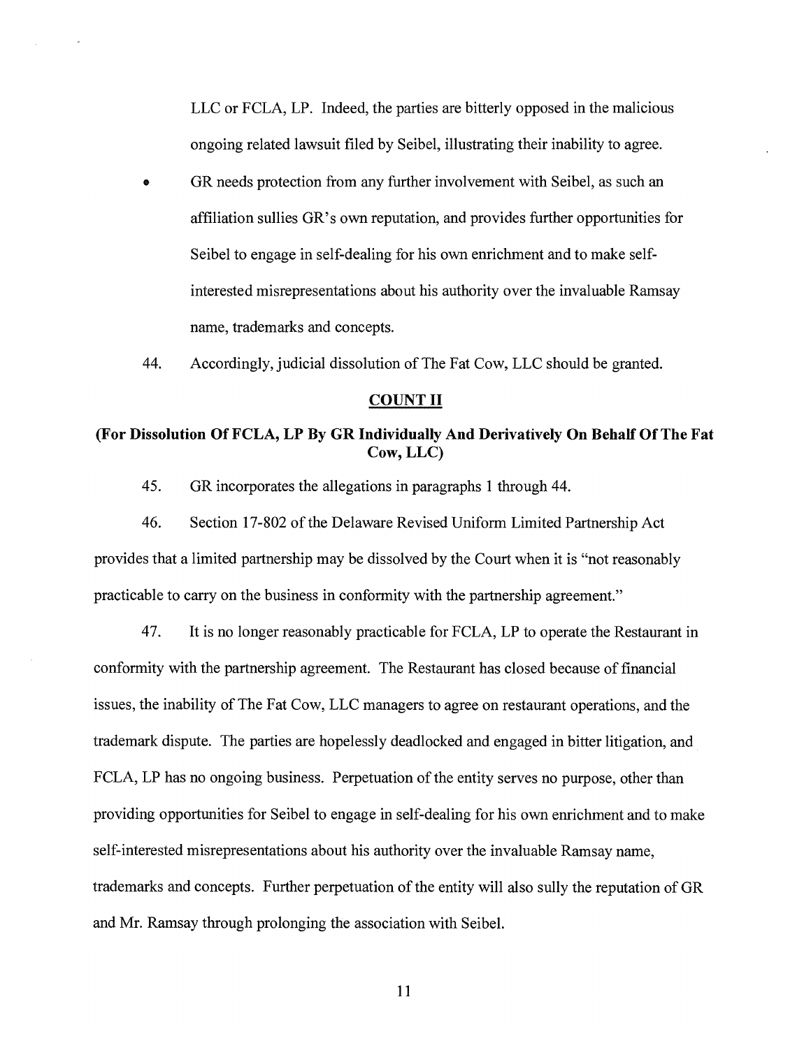LLC or FCLA, LP. Indeed, the parties are bitterly opposed in the malicious ongoing related lawsuit filed by Seibel, illustrating their inability to agree.

- GR needs protection from any further involvement with Seibel, as such an affiliation sullies GR's own reputation, and provides further opportunities for Seibel to engage in self-dealing for his own enrichment and to make self-interested misrepresentations about his authority over the invaluable Ramsay name, trademarks and concepts.

44. Accordingly, judicial dissolution of The Fat Cow, LLC should be granted.

## COUNT II

### (For Dissolution Of FCLA, LP By GR Individually And Derivatively On Behalf Of The Fat Cow, LLC)

45. GR incorporates the allegations in paragraphs 1 through 44.

46. Section 17-802 of the Delaware Revised Uniform Limited Partnership Act provides that a limited partnership may be dissolved by the Court when it is "not reasonably practicable to carry on the business in conformity with the partnership agreement."

47. It is no longer reasonably practicable for FCLA, LP to operate the Restaurant in conformity with the partnership agreement. The Restaurant has closed because of financial issues, the inability of The Fat Cow, LLC managers to agree on restaurant operations, and the trademark dispute. The parties are hopelessly deadlocked and engaged in bitter litigation, and FCLA, LP has no ongoing business. Perpetuation of the entity serves no purpose, other than providing opportunities for Seibel to engage in self-dealing for his own enrichment and to make self-interested misrepresentations about his authority over the invaluable Ramsay name, trademarks and concepts. Further perpetuation of the entity will also sully the reputation of GR and Mr. Ramsay through prolonging the association with Seibel.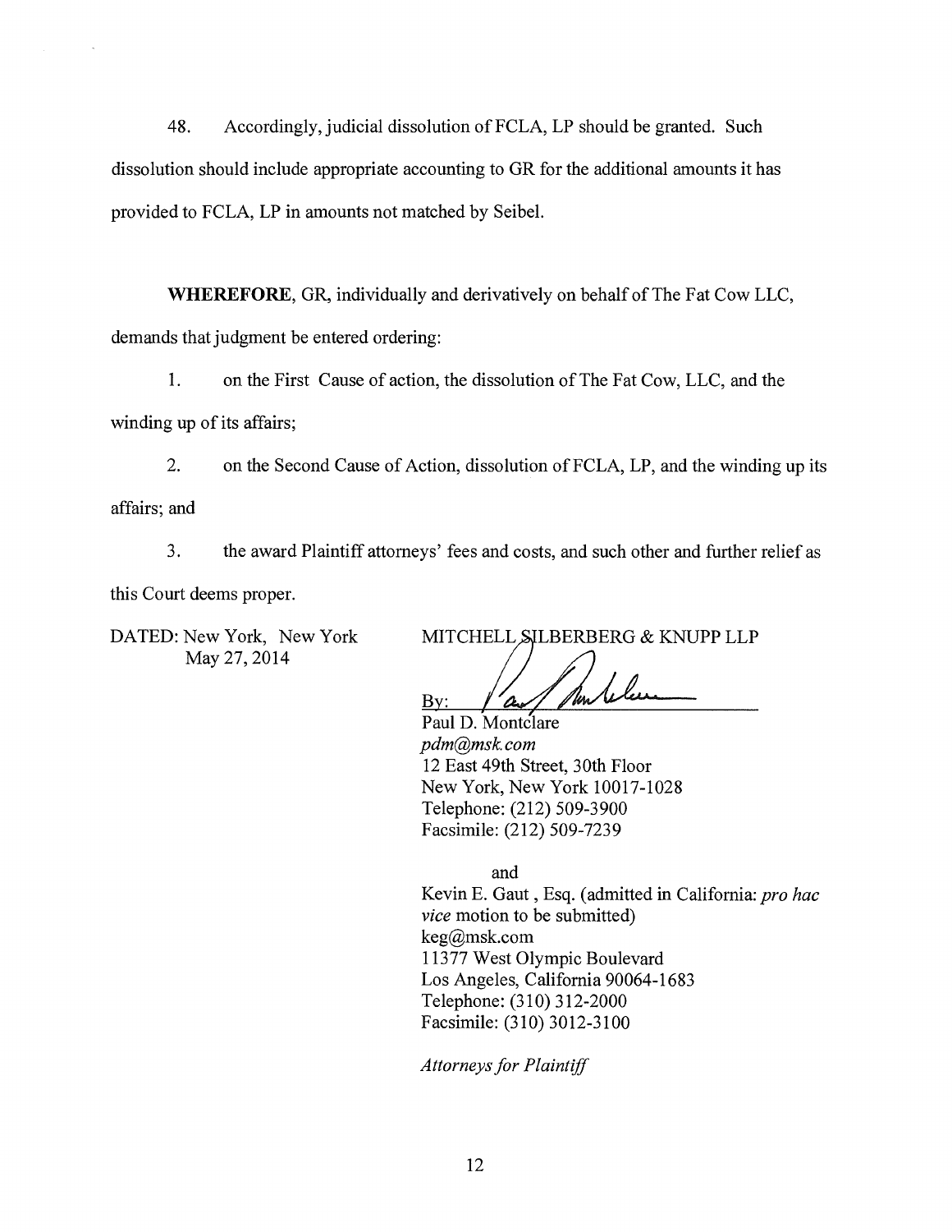48. Accordingly, judicial dissolution of FCLA, LP should be granted. Such dissolution should include appropriate accounting to GR for the additional amounts it has provided to FCLA, LP in amounts not matched by Seibel.

**WHEREFORE**, GR, individually and derivatively on behalf of The Fat Cow LLC, demands that judgment be entered ordering:

1. on the First Cause of action, the dissolution of The Fat Cow, LLC, and the winding up of its affairs;

2. on the Second Cause of Action, dissolution of FCLA, LP, and the winding up its affairs; and

3. the award Plaintiff attorneys' fees and costs, and such other and further relief as this Court deems proper.

DATED: New York, New York
May 27, 2014

MITCHELL SILBERBERG & KNUPP LLP

By: ______________________
Paul D. Montclare
*pdm@msk.com*
12 East 49th Street, 30th Floor
New York, New York 10017-1028
Telephone: (212) 509-3900
Facsimile: (212) 509-7239

and

Kevin E. Gaut , Esq. (admitted in California: *pro hac vice* motion to be submitted)
keg@msk.com
11377 West Olympic Boulevard
Los Angeles, California 90064-1683
Telephone: (310) 312-2000
Facsimile: (310) 3012-3100

*Attorneys for Plaintiff*